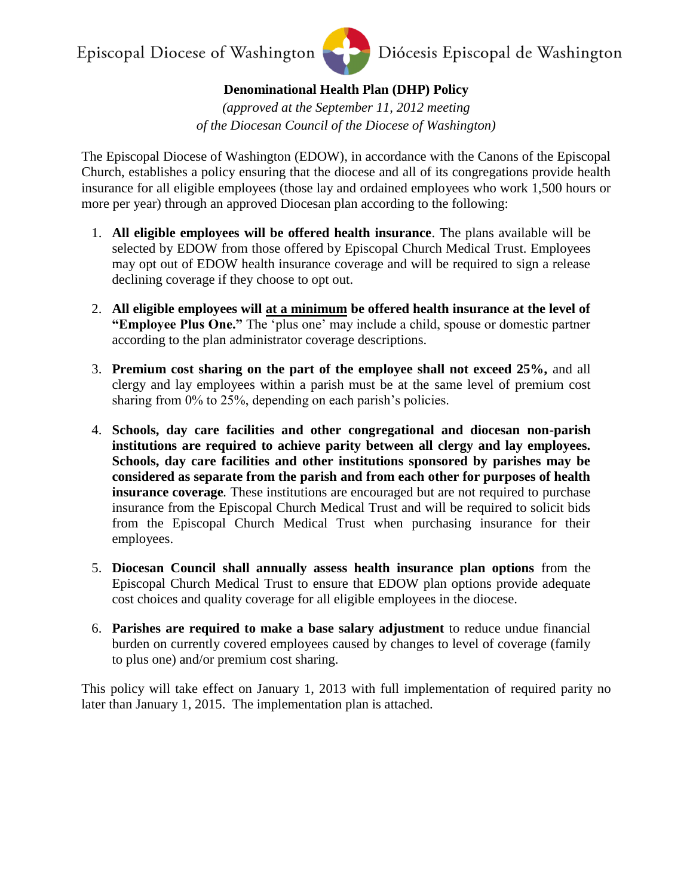Episcopal Diocese of Washington — Diócesis Episcopal de Washington

# Denominational Health Plan (DHP) Policy

*(approved at the September 11, 2012 meeting of the Diocesan Council of the Diocese of Washington)*

The Episcopal Diocese of Washington (EDOW), in accordance with the Canons of the Episcopal Church, establishes a policy ensuring that the diocese and all of its congregations provide health insurance for all eligible employees (those lay and ordained employees who work 1,500 hours or more per year) through an approved Diocesan plan according to the following:

1. **All eligible employees will be offered health insurance**. The plans available will be selected by EDOW from those offered by Episcopal Church Medical Trust. Employees may opt out of EDOW health insurance coverage and will be required to sign a release declining coverage if they choose to opt out.

2. **All eligible employees will <u>at a minimum</u> be offered health insurance at the level of "Employee Plus One."** The 'plus one' may include a child, spouse or domestic partner according to the plan administrator coverage descriptions.

3. **Premium cost sharing on the part of the employee shall not exceed 25%,** and all clergy and lay employees within a parish must be at the same level of premium cost sharing from 0% to 25%, depending on each parish's policies.

4. **Schools, day care facilities and other congregational and diocesan non-parish institutions are required to achieve parity between all clergy and lay employees. Schools, day care facilities and other institutions sponsored by parishes may be considered as separate from the parish and from each other for purposes of health insurance coverage**. These institutions are encouraged but are not required to purchase insurance from the Episcopal Church Medical Trust and will be required to solicit bids from the Episcopal Church Medical Trust when purchasing insurance for their employees.

5. **Diocesan Council shall annually assess health insurance plan options** from the Episcopal Church Medical Trust to ensure that EDOW plan options provide adequate cost choices and quality coverage for all eligible employees in the diocese.

6. **Parishes are required to make a base salary adjustment** to reduce undue financial burden on currently covered employees caused by changes to level of coverage (family to plus one) and/or premium cost sharing.

This policy will take effect on January 1, 2013 with full implementation of required parity no later than January 1, 2015. The implementation plan is attached.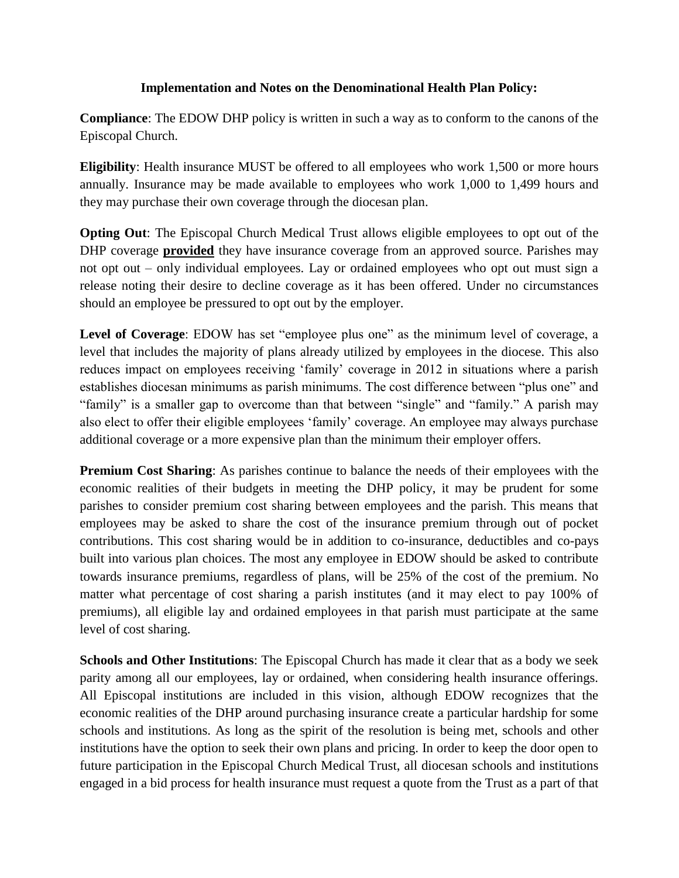**Implementation and Notes on the Denominational Health Plan Policy:**

**Compliance**: The EDOW DHP policy is written in such a way as to conform to the canons of the Episcopal Church.

**Eligibility**: Health insurance MUST be offered to all employees who work 1,500 or more hours annually. Insurance may be made available to employees who work 1,000 to 1,499 hours and they may purchase their own coverage through the diocesan plan.

**Opting Out**: The Episcopal Church Medical Trust allows eligible employees to opt out of the DHP coverage **provided** they have insurance coverage from an approved source. Parishes may not opt out – only individual employees. Lay or ordained employees who opt out must sign a release noting their desire to decline coverage as it has been offered. Under no circumstances should an employee be pressured to opt out by the employer.

**Level of Coverage**: EDOW has set "employee plus one" as the minimum level of coverage, a level that includes the majority of plans already utilized by employees in the diocese. This also reduces impact on employees receiving 'family' coverage in 2012 in situations where a parish establishes diocesan minimums as parish minimums. The cost difference between "plus one" and "family" is a smaller gap to overcome than that between "single" and "family." A parish may also elect to offer their eligible employees 'family' coverage. An employee may always purchase additional coverage or a more expensive plan than the minimum their employer offers.

**Premium Cost Sharing**: As parishes continue to balance the needs of their employees with the economic realities of their budgets in meeting the DHP policy, it may be prudent for some parishes to consider premium cost sharing between employees and the parish. This means that employees may be asked to share the cost of the insurance premium through out of pocket contributions. This cost sharing would be in addition to co-insurance, deductibles and co-pays built into various plan choices. The most any employee in EDOW should be asked to contribute towards insurance premiums, regardless of plans, will be 25% of the cost of the premium. No matter what percentage of cost sharing a parish institutes (and it may elect to pay 100% of premiums), all eligible lay and ordained employees in that parish must participate at the same level of cost sharing.

**Schools and Other Institutions**: The Episcopal Church has made it clear that as a body we seek parity among all our employees, lay or ordained, when considering health insurance offerings. All Episcopal institutions are included in this vision, although EDOW recognizes that the economic realities of the DHP around purchasing insurance create a particular hardship for some schools and institutions. As long as the spirit of the resolution is being met, schools and other institutions have the option to seek their own plans and pricing. In order to keep the door open to future participation in the Episcopal Church Medical Trust, all diocesan schools and institutions engaged in a bid process for health insurance must request a quote from the Trust as a part of that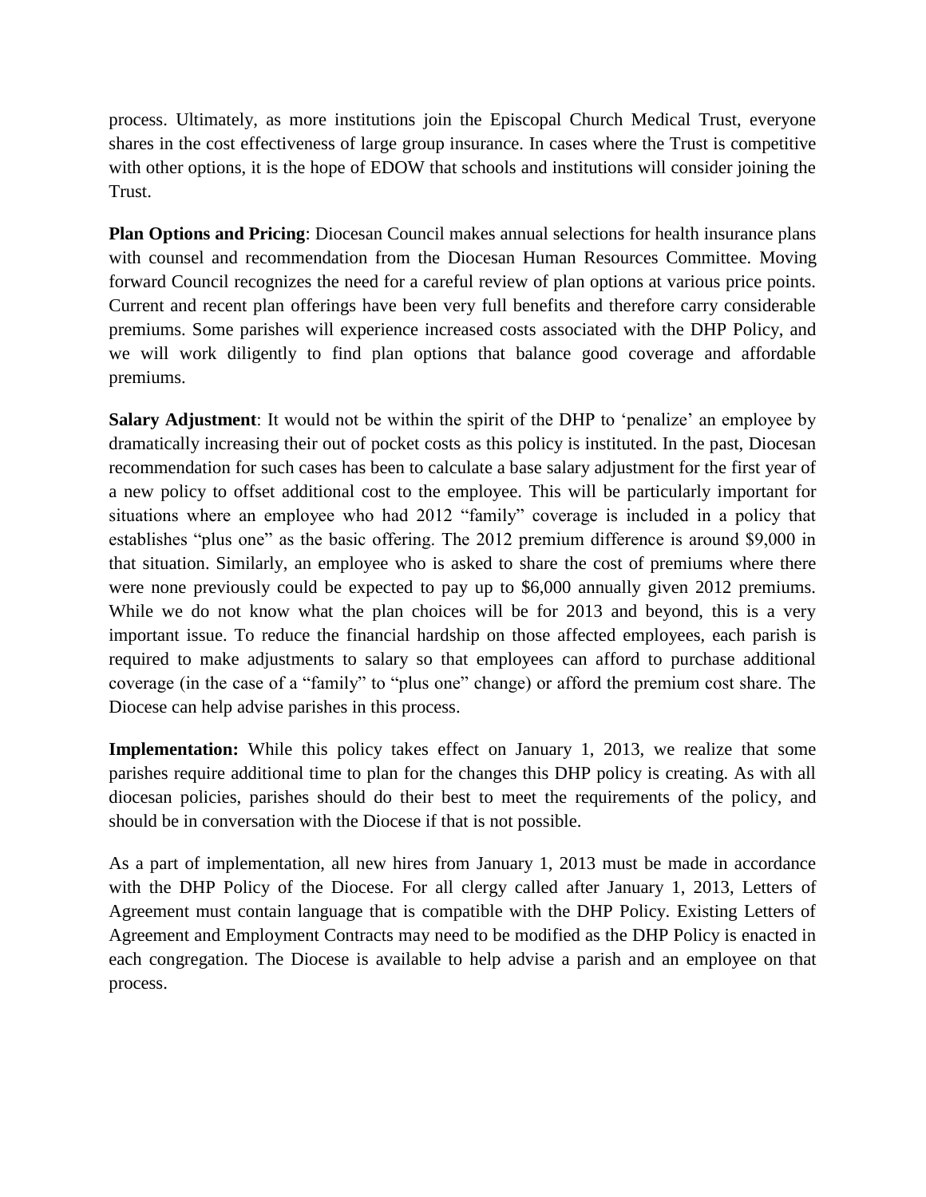process. Ultimately, as more institutions join the Episcopal Church Medical Trust, everyone shares in the cost effectiveness of large group insurance. In cases where the Trust is competitive with other options, it is the hope of EDOW that schools and institutions will consider joining the Trust.

**Plan Options and Pricing**: Diocesan Council makes annual selections for health insurance plans with counsel and recommendation from the Diocesan Human Resources Committee. Moving forward Council recognizes the need for a careful review of plan options at various price points. Current and recent plan offerings have been very full benefits and therefore carry considerable premiums. Some parishes will experience increased costs associated with the DHP Policy, and we will work diligently to find plan options that balance good coverage and affordable premiums.

**Salary Adjustment**: It would not be within the spirit of the DHP to 'penalize' an employee by dramatically increasing their out of pocket costs as this policy is instituted. In the past, Diocesan recommendation for such cases has been to calculate a base salary adjustment for the first year of a new policy to offset additional cost to the employee. This will be particularly important for situations where an employee who had 2012 "family" coverage is included in a policy that establishes "plus one" as the basic offering. The 2012 premium difference is around $9,000 in that situation. Similarly, an employee who is asked to share the cost of premiums where there were none previously could be expected to pay up to $6,000 annually given 2012 premiums. While we do not know what the plan choices will be for 2013 and beyond, this is a very important issue. To reduce the financial hardship on those affected employees, each parish is required to make adjustments to salary so that employees can afford to purchase additional coverage (in the case of a "family" to "plus one" change) or afford the premium cost share. The Diocese can help advise parishes in this process.

**Implementation:** While this policy takes effect on January 1, 2013, we realize that some parishes require additional time to plan for the changes this DHP policy is creating. As with all diocesan policies, parishes should do their best to meet the requirements of the policy, and should be in conversation with the Diocese if that is not possible.

As a part of implementation, all new hires from January 1, 2013 must be made in accordance with the DHP Policy of the Diocese. For all clergy called after January 1, 2013, Letters of Agreement must contain language that is compatible with the DHP Policy. Existing Letters of Agreement and Employment Contracts may need to be modified as the DHP Policy is enacted in each congregation. The Diocese is available to help advise a parish and an employee on that process.